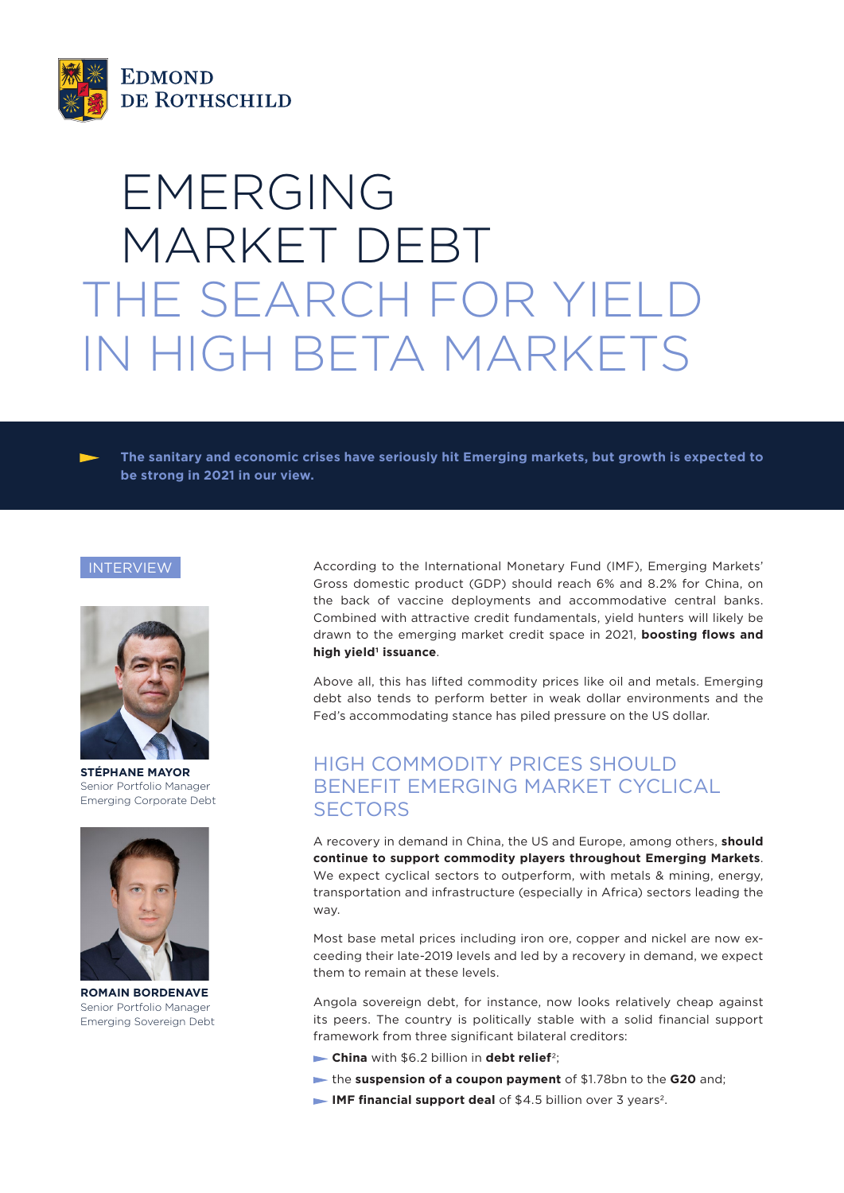EDMOND DE ROTHSCHILD

# EMERGING MARKET DEBT
# THE SEARCH FOR YIELD IN HIGH BETA MARKETS

**The sanitary and economic crises have seriously hit Emerging markets, but growth is expected to be strong in 2021 in our view.**

INTERVIEW

**STÉPHANE MAYOR**
Senior Portfolio Manager
Emerging Corporate Debt

**ROMAIN BORDENAVE**
Senior Portfolio Manager
Emerging Sovereign Debt

According to the International Monetary Fund (IMF), Emerging Markets' Gross domestic product (GDP) should reach 6% and 8.2% for China, on the back of vaccine deployments and accommodative central banks. Combined with attractive credit fundamentals, yield hunters will likely be drawn to the emerging market credit space in 2021, **boosting flows and high yield[1] issuance**.

Above all, this has lifted commodity prices like oil and metals. Emerging debt also tends to perform better in weak dollar environments and the Fed's accommodating stance has piled pressure on the US dollar.

## HIGH COMMODITY PRICES SHOULD BENEFIT EMERGING MARKET CYCLICAL SECTORS

A recovery in demand in China, the US and Europe, among others, **should continue to support commodity players throughout Emerging Markets**. We expect cyclical sectors to outperform, with metals & mining, energy, transportation and infrastructure (especially in Africa) sectors leading the way.

Most base metal prices including iron ore, copper and nickel are now exceeding their late-2019 levels and led by a recovery in demand, we expect them to remain at these levels.

Angola sovereign debt, for instance, now looks relatively cheap against its peers. The country is politically stable with a solid financial support framework from three significant bilateral creditors:

- **China** with $6.2 billion in **debt relief**[2];
- the **suspension of a coupon payment** of $1.78bn to the **G20** and;
- **IMF financial support deal** of $4.5 billion over 3 years[2].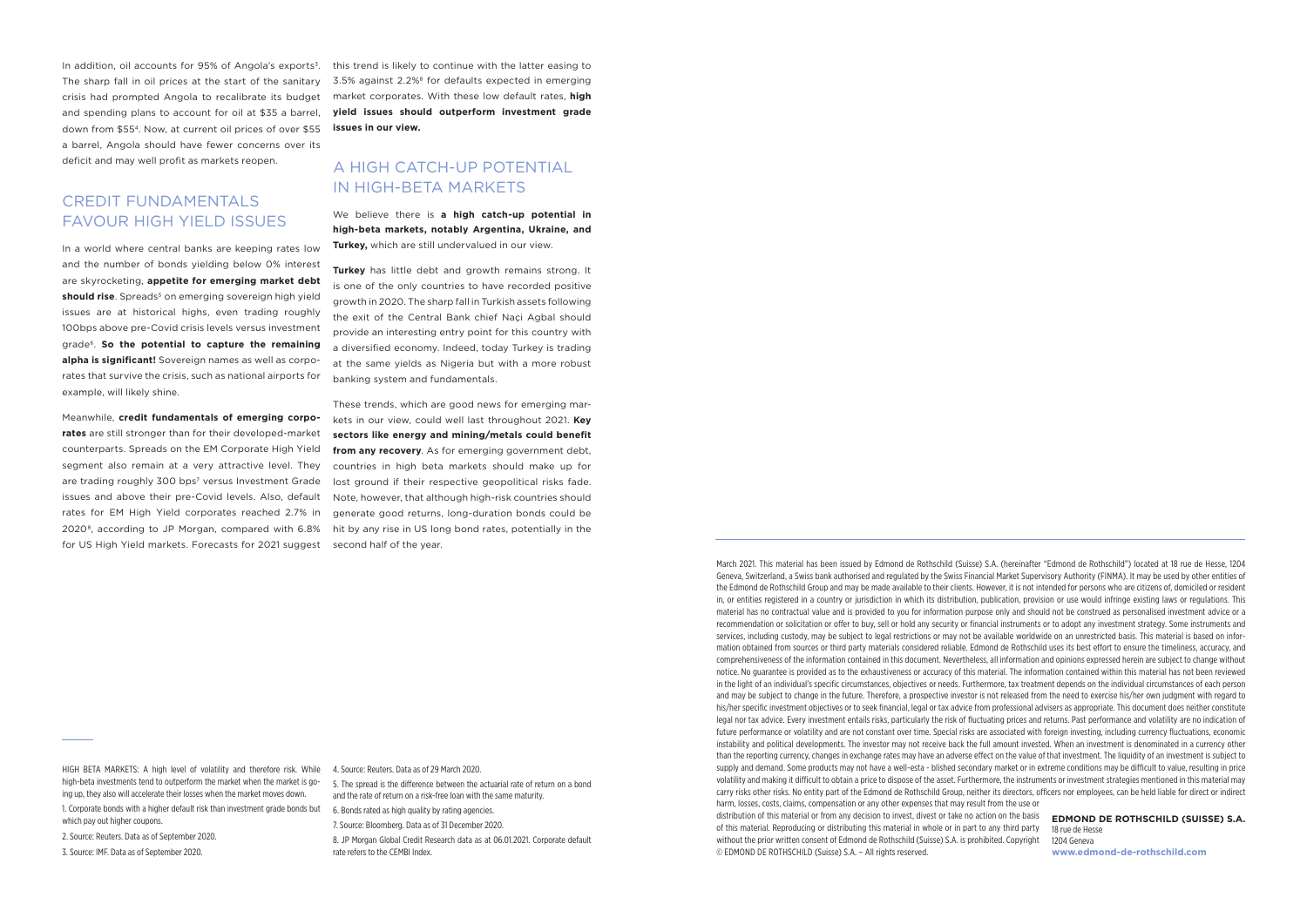In addition, oil accounts for 95% of Angola's exports[3]. The sharp fall in oil prices at the start of the sanitary crisis had prompted Angola to recalibrate its budget and spending plans to account for oil at $35 a barrel, down from $55[4]. Now, at current oil prices of over $55 a barrel, Angola should have fewer concerns over its deficit and may well profit as markets reopen.

## CREDIT FUNDAMENTALS FAVOUR HIGH YIELD ISSUES

In a world where central banks are keeping rates low and the number of bonds yielding below 0% interest are skyrocketing, **appetite for emerging market debt should rise**. Spreads[5] on emerging sovereign high yield issues are at historical highs, even trading roughly 100bps above pre-Covid crisis levels versus investment grade[6]. **So the potential to capture the remaining alpha is significant!** Sovereign names as well as corporates that survive the crisis, such as national airports for example, will likely shine.

Meanwhile, **credit fundamentals of emerging corporates** are still stronger than for their developed-market counterparts. Spreads on the EM Corporate High Yield segment also remain at a very attractive level. They are trading roughly 300 bps[7] versus Investment Grade issues and above their pre-Covid levels. Also, default rates for EM High Yield corporates reached 2.7% in 2020[8], according to JP Morgan, compared with 6.8% for US High Yield markets. Forecasts for 2021 suggest this trend is likely to continue with the latter easing to 3.5% against 2.2%[8] for defaults expected in emerging market corporates. With these low default rates, **high yield issues should outperform investment grade issues in our view.**

## A HIGH CATCH-UP POTENTIAL IN HIGH-BETA MARKETS

We believe there is **a high catch-up potential in high-beta markets, notably Argentina, Ukraine, and Turkey,** which are still undervalued in our view.

**Turkey** has little debt and growth remains strong. It is one of the only countries to have recorded positive growth in 2020. The sharp fall in Turkish assets following the exit of the Central Bank chief Naçi Agbal should provide an interesting entry point for this country with a diversified economy. Indeed, today Turkey is trading at the same yields as Nigeria but with a more robust banking system and fundamentals.

These trends, which are good news for emerging markets in our view, could well last throughout 2021. **Key sectors like energy and mining/metals could benefit from any recovery**. As for emerging government debt, countries in high beta markets should make up for lost ground if their respective geopolitical risks fade. Note, however, that although high-risk countries should generate good returns, long-duration bonds could be hit by any rise in US long bond rates, potentially in the second half of the year.

---

HIGH BETA MARKETS: A high level of volatility and therefore risk. While high-beta investments tend to outperform the market when the market is going up, they also will accelerate their losses when the market moves down.

1. Corporate bonds with a higher default risk than investment grade bonds but which pay out higher coupons.
2. Source: Reuters. Data as of September 2020.
3. Source: IMF. Data as of September 2020.
4. Source: Reuters. Data as of 29 March 2020.
5. The spread is the difference between the actuarial rate of return on a bond and the rate of return on a risk-free loan with the same maturity.
6. Bonds rated as high quality by rating agencies.
7. Source: Bloomberg. Data as of 31 December 2020.
8. JP Morgan Global Credit Research data as at 06.01.2021. Corporate default rate refers to the CEMBI Index.

March 2021. This material has been issued by Edmond de Rothschild (Suisse) S.A. (hereinafter "Edmond de Rothschild") located at 18 rue de Hesse, 1204 Geneva, Switzerland, a Swiss bank authorised and regulated by the Swiss Financial Market Supervisory Authority (FINMA). It may be used by other entities of the Edmond de Rothschild Group and may be made available to their clients. However, it is not intended for persons who are citizens of, domiciled or resident in, or entities registered in a country or jurisdiction in which its distribution, publication, provision or use would infringe existing laws or regulations. This material has no contractual value and is provided to you for information purpose only and should not be construed as personalised investment advice or a recommendation or solicitation or offer to buy, sell or hold any security or financial instruments or to adopt any investment strategy. Some instruments and services, including custody, may be subject to legal restrictions or may not be available worldwide on an unrestricted basis. This material is based on information obtained from sources or third party materials considered reliable. Edmond de Rothschild uses its best effort to ensure the timeliness, accuracy, and comprehensiveness of the information contained in this document. Nevertheless, all information and opinions expressed herein are subject to change without notice. No guarantee is provided as to the exhaustiveness or accuracy of this material. The information contained within this material has not been reviewed in the light of an individual's specific circumstances, objectives or needs. Furthermore, tax treatment depends on the individual circumstances of each person and may be subject to change in the future. Therefore, a prospective investor is not released from the need to exercise his/her own judgment with regard to his/her specific investment objectives or to seek financial, legal or tax advice from professional advisers as appropriate. This document does neither constitute legal nor tax advice. Every investment entails risks, particularly the risk of fluctuating prices and returns. Past performance and volatility are no indication of future performance or volatility and are not constant over time. Special risks are associated with foreign investing, including currency fluctuations, economic instability and political developments. The investor may not receive back the full amount invested. When an investment is denominated in a currency other than the reporting currency, changes in exchange rates may have an adverse effect on the value of that investment. The liquidity of an investment is subject to supply and demand. Some products may not have a well-esta - blished secondary market or in extreme conditions may be difficult to value, resulting in price volatility and making it difficult to obtain a price to dispose of the asset. Furthermore, the instruments or investment strategies mentioned in this material may carry risks other risks. No entity part of the Edmond de Rothschild Group, neither its directors, officers nor employees, can be held liable for direct or indirect harm, losses, costs, claims, compensation or any other expenses that may result from the use or distribution of this material or from any decision to invest, divest or take no action on the basis of this material. Reproducing or distributing this material in whole or in part to any third party without the prior written consent of Edmond de Rothschild (Suisse) S.A. is prohibited. Copyright © EDMOND DE ROTHSCHILD (Suisse) S.A. – All rights reserved.

**EDMOND DE ROTHSCHILD (SUISSE) S.A.**
18 rue de Hesse
1204 Geneva
**www.edmond-de-rothschild.com**